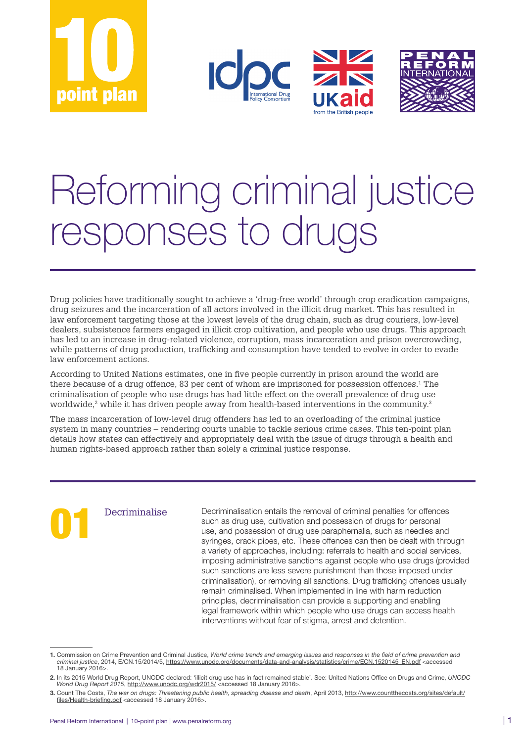10 point plan

# Reforming criminal justice responses to drugs

Drug policies have traditionally sought to achieve a 'drug-free world' through crop eradication campaigns, drug seizures and the incarceration of all actors involved in the illicit drug market. This has resulted in law enforcement targeting those at the lowest levels of the drug chain, such as drug couriers, low-level dealers, subsistence farmers engaged in illicit crop cultivation, and people who use drugs. This approach has led to an increase in drug-related violence, corruption, mass incarceration and prison overcrowding, while patterns of drug production, trafficking and consumption have tended to evolve in order to evade law enforcement actions.

According to United Nations estimates, one in five people currently in prison around the world are there because of a drug offence, 83 per cent of whom are imprisoned for possession offences.[1] The criminalisation of people who use drugs has had little effect on the overall prevalence of drug use worldwide,[2] while it has driven people away from health-based interventions in the community.[3]

The mass incarceration of low-level drug offenders has led to an overloading of the criminal justice system in many countries – rendering courts unable to tackle serious crime cases. This ten-point plan details how states can effectively and appropriately deal with the issue of drugs through a health and human rights-based approach rather than solely a criminal justice response.

## 01 Decriminalise

Decriminalisation entails the removal of criminal penalties for offences such as drug use, cultivation and possession of drugs for personal use, and possession of drug use paraphernalia, such as needles and syringes, crack pipes, etc. These offences can then be dealt with through a variety of approaches, including: referrals to health and social services, imposing administrative sanctions against people who use drugs (provided such sanctions are less severe punishment than those imposed under criminalisation), or removing all sanctions. Drug trafficking offences usually remain criminalised. When implemented in line with harm reduction principles, decriminalisation can provide a supporting and enabling legal framework within which people who use drugs can access health interventions without fear of stigma, arrest and detention.

---

1. Commission on Crime Prevention and Criminal Justice, *World crime trends and emerging issues and responses in the field of crime prevention and criminal justice*, 2014, E/CN.15/2014/5, https://www.unodc.org/documents/data-and-analysis/statistics/crime/ECN.1520145_EN.pdf <accessed 18 January 2016>.
2. In its 2015 World Drug Report, UNODC declared: 'illicit drug use has in fact remained stable'. See: United Nations Office on Drugs and Crime, *UNODC World Drug Report 2015*, http://www.unodc.org/wdr2015/ <accessed 18 January 2016>.
3. Count The Costs, *The war on drugs: Threatening public health, spreading disease and death*, April 2013, http://www.countthecosts.org/sites/default/files/Health-briefing.pdf <accessed 18 January 2016>.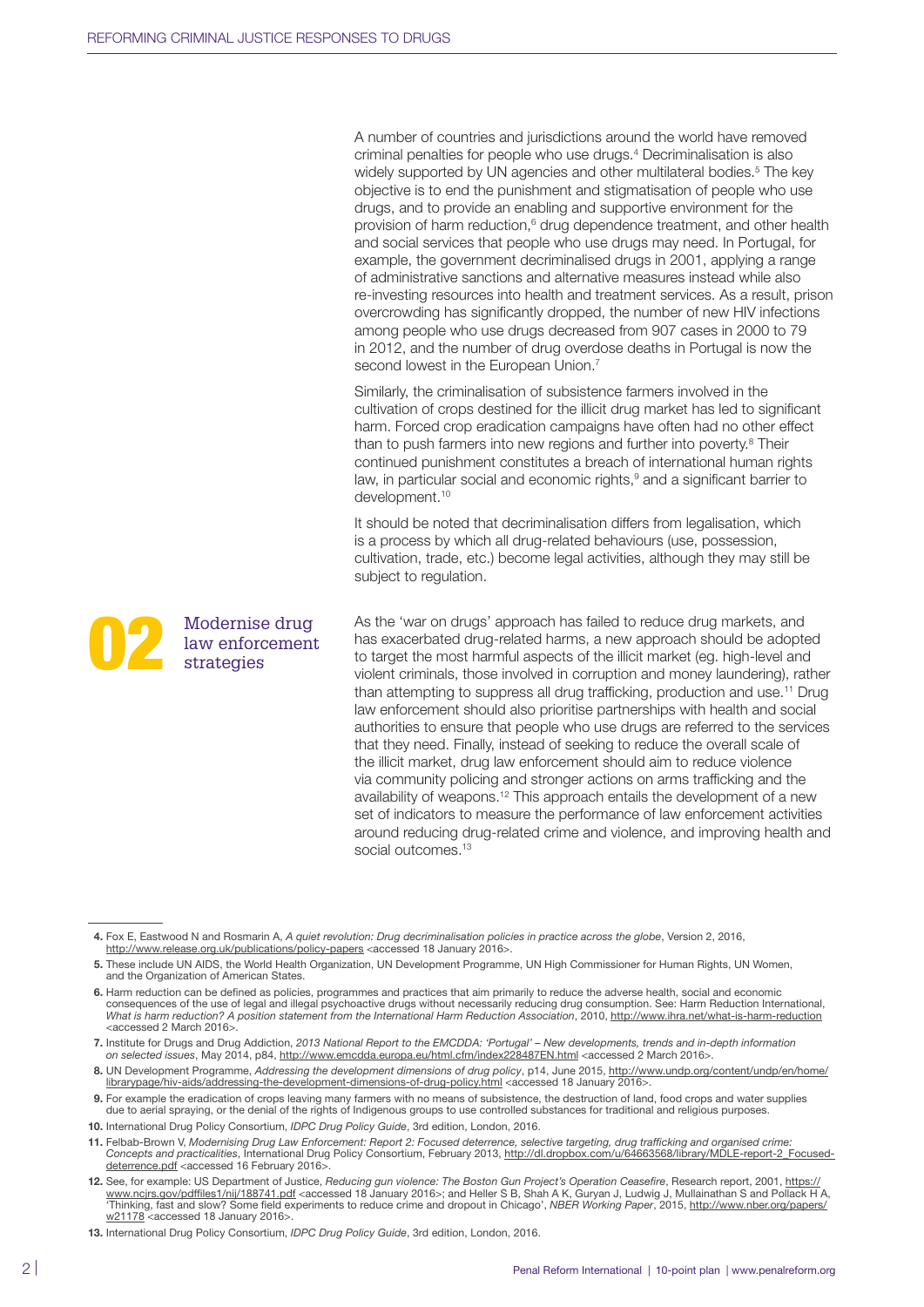A number of countries and jurisdictions around the world have removed criminal penalties for people who use drugs.[4] Decriminalisation is also widely supported by UN agencies and other multilateral bodies.[5] The key objective is to end the punishment and stigmatisation of people who use drugs, and to provide an enabling and supportive environment for the provision of harm reduction,[6] drug dependence treatment, and other health and social services that people who use drugs may need. In Portugal, for example, the government decriminalised drugs in 2001, applying a range of administrative sanctions and alternative measures instead while also re-investing resources into health and treatment services. As a result, prison overcrowding has significantly dropped, the number of new HIV infections among people who use drugs decreased from 907 cases in 2000 to 79 in 2012, and the number of drug overdose deaths in Portugal is now the second lowest in the European Union.[7]

Similarly, the criminalisation of subsistence farmers involved in the cultivation of crops destined for the illicit drug market has led to significant harm. Forced crop eradication campaigns have often had no other effect than to push farmers into new regions and further into poverty.[8] Their continued punishment constitutes a breach of international human rights law, in particular social and economic rights,[9] and a significant barrier to development.[10]

It should be noted that decriminalisation differs from legalisation, which is a process by which all drug-related behaviours (use, possession, cultivation, trade, etc.) become legal activities, although they may still be subject to regulation.

## 02 Modernise drug law enforcement strategies

As the 'war on drugs' approach has failed to reduce drug markets, and has exacerbated drug-related harms, a new approach should be adopted to target the most harmful aspects of the illicit market (eg. high-level and violent criminals, those involved in corruption and money laundering), rather than attempting to suppress all drug trafficking, production and use.[11] Drug law enforcement should also prioritise partnerships with health and social authorities to ensure that people who use drugs are referred to the services that they need. Finally, instead of seeking to reduce the overall scale of the illicit market, drug law enforcement should aim to reduce violence via community policing and stronger actions on arms trafficking and the availability of weapons.[12] This approach entails the development of a new set of indicators to measure the performance of law enforcement activities around reducing drug-related crime and violence, and improving health and social outcomes.[13]

---

**4.** Fox E, Eastwood N and Rosmarin A, *A quiet revolution: Drug decriminalisation policies in practice across the globe*, Version 2, 2016, http://www.release.org.uk/publications/policy-papers <accessed 18 January 2016>.

**5.** These include UN AIDS, the World Health Organization, UN Development Programme, UN High Commissioner for Human Rights, UN Women, and the Organization of American States.

**6.** Harm reduction can be defined as policies, programmes and practices that aim primarily to reduce the adverse health, social and economic consequences of the use of legal and illegal psychoactive drugs without necessarily reducing drug consumption. See: Harm Reduction International, *What is harm reduction? A position statement from the International Harm Reduction Association*, 2010, http://www.ihra.net/what-is-harm-reduction <accessed 2 March 2016>.

**7.** Institute for Drugs and Drug Addiction, *2013 National Report to the EMCDDA: 'Portugal' – New developments, trends and in-depth information on selected issues*, May 2014, p84, http://www.emcdda.europa.eu/html.cfm/index228487EN.html <accessed 2 March 2016>.

**8.** UN Development Programme, *Addressing the development dimensions of drug policy*, p14, June 2015, http://www.undp.org/content/undp/en/home/librarypage/hiv-aids/addressing-the-development-dimensions-of-drug-policy.html <accessed 18 January 2016>.

**9.** For example the eradication of crops leaving many farmers with no means of subsistence, the destruction of land, food crops and water supplies due to aerial spraying, or the denial of the rights of Indigenous groups to use controlled substances for traditional and religious purposes.

**10.** International Drug Policy Consortium, *IDPC Drug Policy Guide*, 3rd edition, London, 2016.

**11.** Felbab-Brown V, *Modernising Drug Law Enforcement: Report 2: Focused deterrence, selective targeting, drug trafficking and organised crime: Concepts and practicalities*, International Drug Policy Consortium, February 2013, http://dl.dropbox.com/u/64663568/library/MDLE-report-2_Focused-deterrence.pdf <accessed 16 February 2016>.

**12.** See, for example: US Department of Justice, *Reducing gun violence: The Boston Gun Project's Operation Ceasefire*, Research report, 2001, https://www.ncjrs.gov/pdffiles1/nij/188741.pdf <accessed 18 January 2016>; and Heller S B, Shah A K, Guryan J, Ludwig J, Mullainathan S and Pollack H A, 'Thinking, fast and slow? Some field experiments to reduce crime and dropout in Chicago', *NBER Working Paper*, 2015, http://www.nber.org/papers/w21178 <accessed 18 January 2016>.

**13.** International Drug Policy Consortium, *IDPC Drug Policy Guide*, 3rd edition, London, 2016.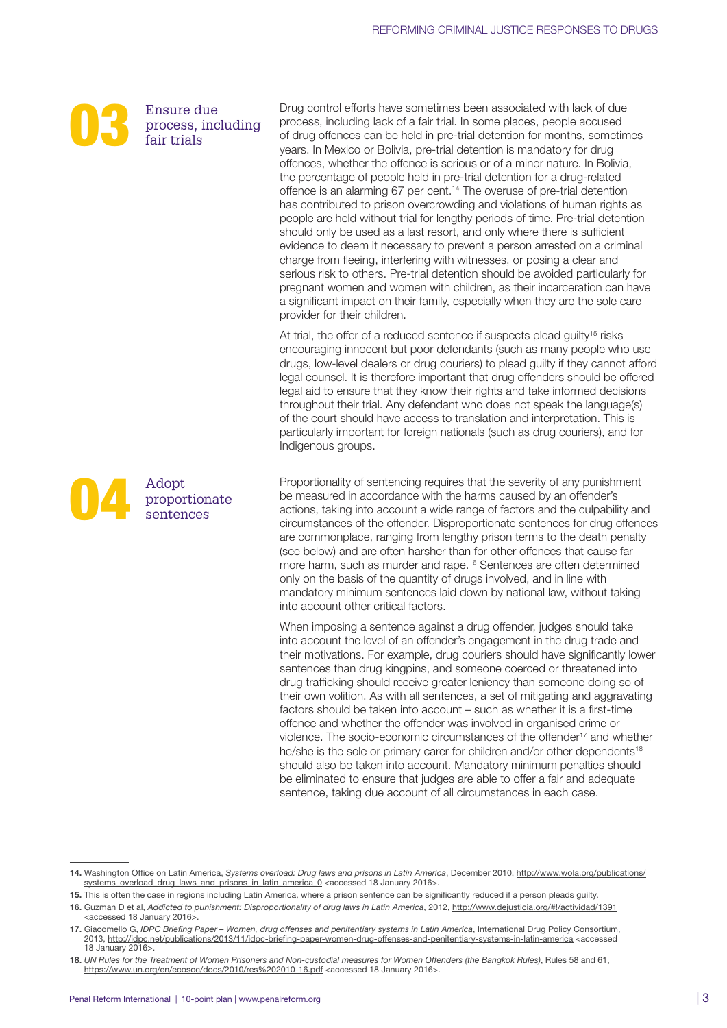## 03 Ensure due process, including fair trials

Drug control efforts have sometimes been associated with lack of due process, including lack of a fair trial. In some places, people accused of drug offences can be held in pre-trial detention for months, sometimes years. In Mexico or Bolivia, pre-trial detention is mandatory for drug offences, whether the offence is serious or of a minor nature. In Bolivia, the percentage of people held in pre-trial detention for a drug-related offence is an alarming 67 per cent.[14] The overuse of pre-trial detention has contributed to prison overcrowding and violations of human rights as people are held without trial for lengthy periods of time. Pre-trial detention should only be used as a last resort, and only where there is sufficient evidence to deem it necessary to prevent a person arrested on a criminal charge from fleeing, interfering with witnesses, or posing a clear and serious risk to others. Pre-trial detention should be avoided particularly for pregnant women and women with children, as their incarceration can have a significant impact on their family, especially when they are the sole care provider for their children.

At trial, the offer of a reduced sentence if suspects plead guilty[15] risks encouraging innocent but poor defendants (such as many people who use drugs, low-level dealers or drug couriers) to plead guilty if they cannot afford legal counsel. It is therefore important that drug offenders should be offered legal aid to ensure that they know their rights and take informed decisions throughout their trial. Any defendant who does not speak the language(s) of the court should have access to translation and interpretation. This is particularly important for foreign nationals (such as drug couriers), and for Indigenous groups.

## 04 Adopt proportionate sentences

Proportionality of sentencing requires that the severity of any punishment be measured in accordance with the harms caused by an offender's actions, taking into account a wide range of factors and the culpability and circumstances of the offender. Disproportionate sentences for drug offences are commonplace, ranging from lengthy prison terms to the death penalty (see below) and are often harsher than for other offences that cause far more harm, such as murder and rape.[16] Sentences are often determined only on the basis of the quantity of drugs involved, and in line with mandatory minimum sentences laid down by national law, without taking into account other critical factors.

When imposing a sentence against a drug offender, judges should take into account the level of an offender's engagement in the drug trade and their motivations. For example, drug couriers should have significantly lower sentences than drug kingpins, and someone coerced or threatened into drug trafficking should receive greater leniency than someone doing so of their own volition. As with all sentences, a set of mitigating and aggravating factors should be taken into account – such as whether it is a first-time offence and whether the offender was involved in organised crime or violence. The socio-economic circumstances of the offender[17] and whether he/she is the sole or primary carer for children and/or other dependents[18] should also be taken into account. Mandatory minimum penalties should be eliminated to ensure that judges are able to offer a fair and adequate sentence, taking due account of all circumstances in each case.

---

**14.** Washington Office on Latin America, *Systems overload: Drug laws and prisons in Latin America*, December 2010, http://www.wola.org/publications/systems_overload_drug_laws_and_prisons_in_latin_america_0 <accessed 18 January 2016>.

**15.** This is often the case in regions including Latin America, where a prison sentence can be significantly reduced if a person pleads guilty.

**16.** Guzman D et al, *Addicted to punishment: Disproportionality of drug laws in Latin America*, 2012, http://www.dejusticia.org/#!/actividad/1391 <accessed 18 January 2016>.

**17.** Giacomello G, *IDPC Briefing Paper – Women, drug offenses and penitentiary systems in Latin America*, International Drug Policy Consortium, 2013, http://idpc.net/publications/2013/11/idpc-briefing-paper-women-drug-offenses-and-penitentiary-systems-in-latin-america <accessed 18 January 2016>.

**18.** *UN Rules for the Treatment of Women Prisoners and Non-custodial measures for Women Offenders (the Bangkok Rules)*, Rules 58 and 61, https://www.un.org/en/ecosoc/docs/2010/res%202010-16.pdf <accessed 18 January 2016>.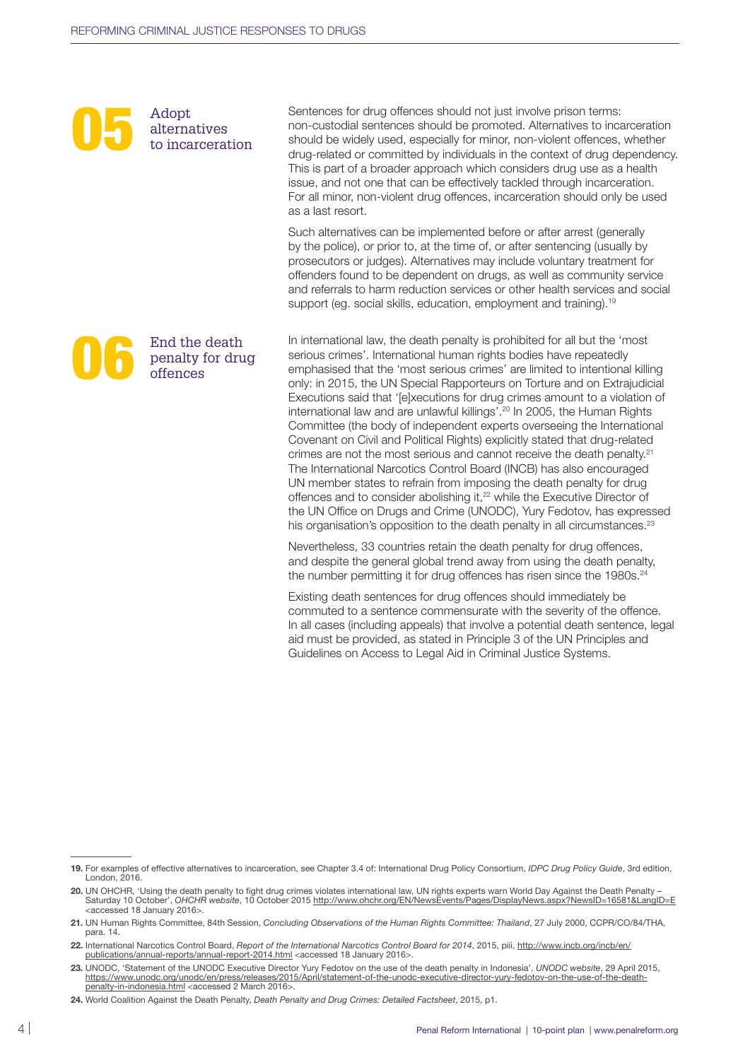## 05 Adopt alternatives to incarceration

Sentences for drug offences should not just involve prison terms: non-custodial sentences should be promoted. Alternatives to incarceration should be widely used, especially for minor, non-violent offences, whether drug-related or committed by individuals in the context of drug dependency. This is part of a broader approach which considers drug use as a health issue, and not one that can be effectively tackled through incarceration. For all minor, non-violent drug offences, incarceration should only be used as a last resort.

Such alternatives can be implemented before or after arrest (generally by the police), or prior to, at the time of, or after sentencing (usually by prosecutors or judges). Alternatives may include voluntary treatment for offenders found to be dependent on drugs, as well as community service and referrals to harm reduction services or other health services and social support (eg. social skills, education, employment and training).[19]

## 06 End the death penalty for drug offences

In international law, the death penalty is prohibited for all but the 'most serious crimes'. International human rights bodies have repeatedly emphasised that the 'most serious crimes' are limited to intentional killing only: in 2015, the UN Special Rapporteurs on Torture and on Extrajudicial Executions said that '[e]xecutions for drug crimes amount to a violation of international law and are unlawful killings'.[20] In 2005, the Human Rights Committee (the body of independent experts overseeing the International Covenant on Civil and Political Rights) explicitly stated that drug-related crimes are not the most serious and cannot receive the death penalty.[21] The International Narcotics Control Board (INCB) has also encouraged UN member states to refrain from imposing the death penalty for drug offences and to consider abolishing it,[22] while the Executive Director of the UN Office on Drugs and Crime (UNODC), Yury Fedotov, has expressed his organisation's opposition to the death penalty in all circumstances.[23]

Nevertheless, 33 countries retain the death penalty for drug offences, and despite the general global trend away from using the death penalty, the number permitting it for drug offences has risen since the 1980s.[24]

Existing death sentences for drug offences should immediately be commuted to a sentence commensurate with the severity of the offence. In all cases (including appeals) that involve a potential death sentence, legal aid must be provided, as stated in Principle 3 of the UN Principles and Guidelines on Access to Legal Aid in Criminal Justice Systems.

---

**19.** For examples of effective alternatives to incarceration, see Chapter 3.4 of: International Drug Policy Consortium, *IDPC Drug Policy Guide*, 3rd edition, London, 2016.

**20.** UN OHCHR, 'Using the death penalty to fight drug crimes violates international law, UN rights experts warn World Day Against the Death Penalty – Saturday 10 October', *OHCHR website*, 10 October 2015 http://www.ohchr.org/EN/NewsEvents/Pages/DisplayNews.aspx?NewsID=16581&LangID=E <accessed 18 January 2016>.

**21.** UN Human Rights Committee, 84th Session, *Concluding Observations of the Human Rights Committee: Thailand*, 27 July 2000, CCPR/CO/84/THA, para. 14.

**22.** International Narcotics Control Board, *Report of the International Narcotics Control Board for 2014*, 2015, piii, http://www.incb.org/incb/en/publications/annual-reports/annual-report-2014.html <accessed 18 January 2016>.

**23.** UNODC, 'Statement of the UNODC Executive Director Yury Fedotov on the use of the death penalty in Indonesia', *UNODC website*, 29 April 2015, https://www.unodc.org/unodc/en/press/releases/2015/April/statement-of-the-unodc-executive-director-yury-fedotov-on-the-use-of-the-death-penalty-in-indonesia.html <accessed 2 March 2016>.

**24.** World Coalition Against the Death Penalty, *Death Penalty and Drug Crimes: Detailed Factsheet*, 2015, p1.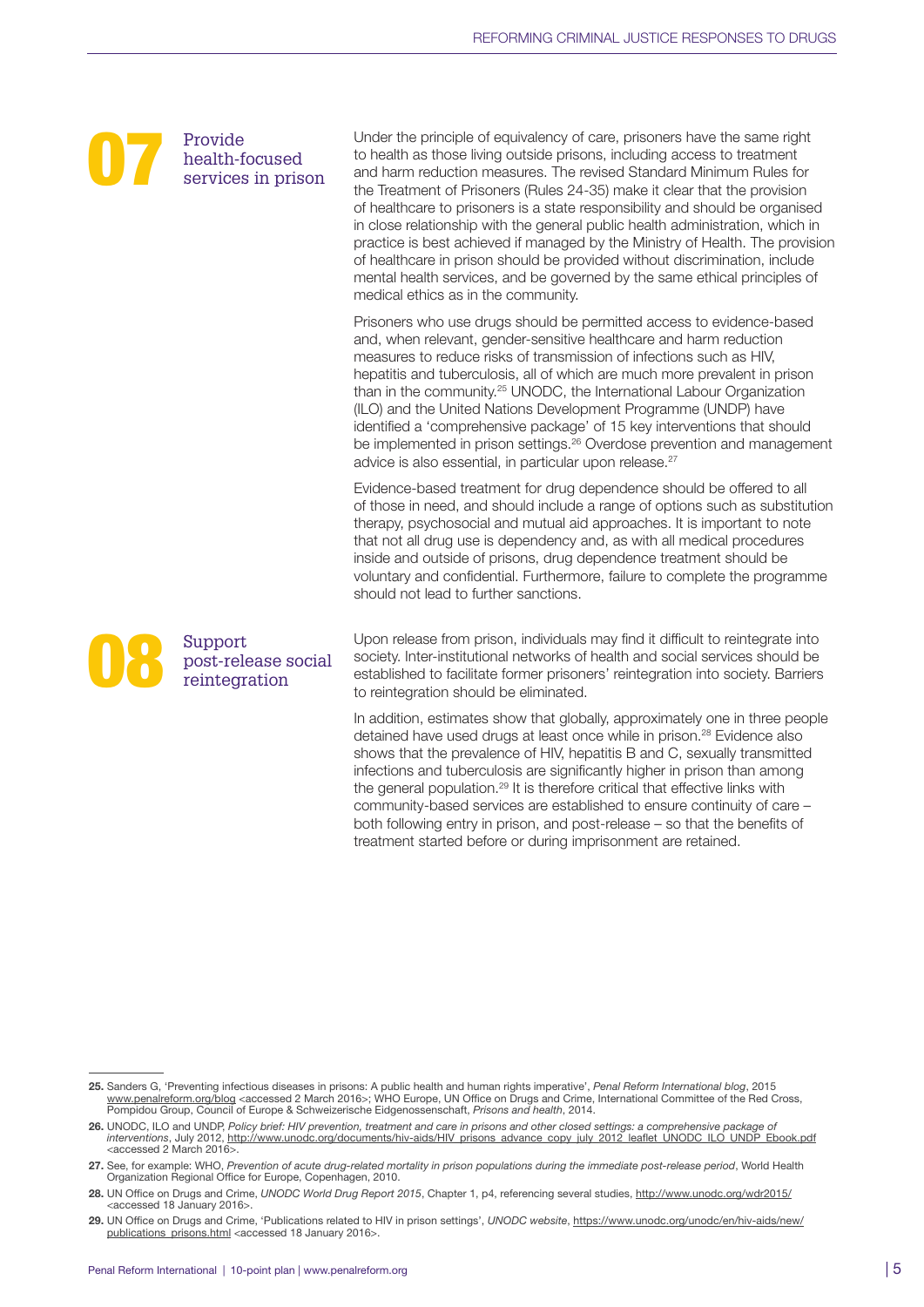## 07 Provide health-focused services in prison

Under the principle of equivalency of care, prisoners have the same right to health as those living outside prisons, including access to treatment and harm reduction measures. The revised Standard Minimum Rules for the Treatment of Prisoners (Rules 24-35) make it clear that the provision of healthcare to prisoners is a state responsibility and should be organised in close relationship with the general public health administration, which in practice is best achieved if managed by the Ministry of Health. The provision of healthcare in prison should be provided without discrimination, include mental health services, and be governed by the same ethical principles of medical ethics as in the community.

Prisoners who use drugs should be permitted access to evidence-based and, when relevant, gender-sensitive healthcare and harm reduction measures to reduce risks of transmission of infections such as HIV, hepatitis and tuberculosis, all of which are much more prevalent in prison than in the community.[25] UNODC, the International Labour Organization (ILO) and the United Nations Development Programme (UNDP) have identified a 'comprehensive package' of 15 key interventions that should be implemented in prison settings.[26] Overdose prevention and management advice is also essential, in particular upon release.[27]

Evidence-based treatment for drug dependence should be offered to all of those in need, and should include a range of options such as substitution therapy, psychosocial and mutual aid approaches. It is important to note that not all drug use is dependency and, as with all medical procedures inside and outside of prisons, drug dependence treatment should be voluntary and confidential. Furthermore, failure to complete the programme should not lead to further sanctions.

## 08 Support post-release social reintegration

Upon release from prison, individuals may find it difficult to reintegrate into society. Inter-institutional networks of health and social services should be established to facilitate former prisoners' reintegration into society. Barriers to reintegration should be eliminated.

In addition, estimates show that globally, approximately one in three people detained have used drugs at least once while in prison.[28] Evidence also shows that the prevalence of HIV, hepatitis B and C, sexually transmitted infections and tuberculosis are significantly higher in prison than among the general population.[29] It is therefore critical that effective links with community-based services are established to ensure continuity of care – both following entry in prison, and post-release – so that the benefits of treatment started before or during imprisonment are retained.

---

**25.** Sanders G, 'Preventing infectious diseases in prisons: A public health and human rights imperative', *Penal Reform International blog*, 2015 www.penalreform.org/blog <accessed 2 March 2016>; WHO Europe, UN Office on Drugs and Crime, International Committee of the Red Cross, Pompidou Group, Council of Europe & Schweizerische Eidgenossenschaft, *Prisons and health*, 2014.

**26.** UNODC, ILO and UNDP, *Policy brief: HIV prevention, treatment and care in prisons and other closed settings: a comprehensive package of interventions*, July 2012, http://www.unodc.org/documents/hiv-aids/HIV_prisons_advance_copy_july_2012_leaflet_UNODC_ILO_UNDP_Ebook.pdf <accessed 2 March 2016>.

**27.** See, for example: WHO, *Prevention of acute drug-related mortality in prison populations during the immediate post-release period*, World Health Organization Regional Office for Europe, Copenhagen, 2010.

**28.** UN Office on Drugs and Crime, *UNODC World Drug Report 2015*, Chapter 1, p4, referencing several studies, http://www.unodc.org/wdr2015/ <accessed 18 January 2016>.

**29.** UN Office on Drugs and Crime, 'Publications related to HIV in prison settings', *UNODC website*, https://www.unodc.org/unodc/en/hiv-aids/new/publications_prisons.html <accessed 18 January 2016>.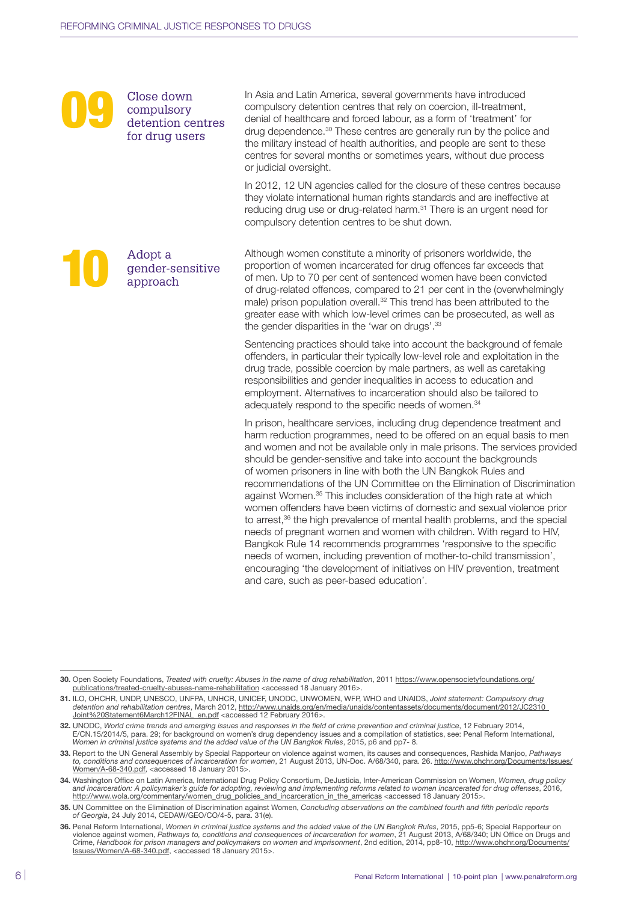## 09 Close down compulsory detention centres for drug users

In Asia and Latin America, several governments have introduced compulsory detention centres that rely on coercion, ill-treatment, denial of healthcare and forced labour, as a form of 'treatment' for drug dependence.[30] These centres are generally run by the police and the military instead of health authorities, and people are sent to these centres for several months or sometimes years, without due process or judicial oversight.

In 2012, 12 UN agencies called for the closure of these centres because they violate international human rights standards and are ineffective at reducing drug use or drug-related harm.[31] There is an urgent need for compulsory detention centres to be shut down.

## 10 Adopt a gender-sensitive approach

Although women constitute a minority of prisoners worldwide, the proportion of women incarcerated for drug offences far exceeds that of men. Up to 70 per cent of sentenced women have been convicted of drug-related offences, compared to 21 per cent in the (overwhelmingly male) prison population overall.[32] This trend has been attributed to the greater ease with which low-level crimes can be prosecuted, as well as the gender disparities in the 'war on drugs'.[33]

Sentencing practices should take into account the background of female offenders, in particular their typically low-level role and exploitation in the drug trade, possible coercion by male partners, as well as caretaking responsibilities and gender inequalities in access to education and employment. Alternatives to incarceration should also be tailored to adequately respond to the specific needs of women.[34]

In prison, healthcare services, including drug dependence treatment and harm reduction programmes, need to be offered on an equal basis to men and women and not be available only in male prisons. The services provided should be gender-sensitive and take into account the backgrounds of women prisoners in line with both the UN Bangkok Rules and recommendations of the UN Committee on the Elimination of Discrimination against Women.[35] This includes consideration of the high rate at which women offenders have been victims of domestic and sexual violence prior to arrest,[36] the high prevalence of mental health problems, and the special needs of pregnant women and women with children. With regard to HIV, Bangkok Rule 14 recommends programmes 'responsive to the specific needs of women, including prevention of mother-to-child transmission', encouraging 'the development of initiatives on HIV prevention, treatment and care, such as peer-based education'.

---

**30.** Open Society Foundations, *Treated with cruelty: Abuses in the name of drug rehabilitation*, 2011 https://www.opensocietyfoundations.org/publications/treated-cruelty-abuses-name-rehabilitation <accessed 18 January 2016>.

**31.** ILO, OHCHR, UNDP, UNESCO, UNFPA, UNHCR, UNICEF, UNODC, UNWOMEN, WFP, WHO and UNAIDS, *Joint statement: Compulsory drug detention and rehabilitation centres*, March 2012, http://www.unaids.org/en/media/unaids/contentassets/documents/document/2012/JC2310_Joint%20Statement6March12FINAL_en.pdf <accessed 12 February 2016>.

**32.** UNODC, *World crime trends and emerging issues and responses in the field of crime prevention and criminal justice*, 12 February 2014, E/CN.15/2014/5, para. 29; for background on women's drug dependency issues and a compilation of statistics, see: Penal Reform International, *Women in criminal justice systems and the added value of the UN Bangkok Rules*, 2015, p6 and pp7- 8.

**33.** Report to the UN General Assembly by Special Rapporteur on violence against women, its causes and consequences, Rashida Manjoo, *Pathways to, conditions and consequences of incarceration for women*, 21 August 2013, UN-Doc. A/68/340, para. 26. http://www.ohchr.org/Documents/Issues/Women/A-68-340.pdf, <accessed 18 January 2015>.

**34.** Washington Office on Latin America, International Drug Policy Consortium, DeJusticia, Inter-American Commission on Women, *Women, drug policy and incarceration: A policymaker's guide for adopting, reviewing and implementing reforms related to women incarcerated for drug offenses*, 2016, http://www.wola.org/commentary/women_drug_policies_and_incarceration_in_the_americas <accessed 18 January 2015>.

**35.** UN Committee on the Elimination of Discrimination against Women, *Concluding observations on the combined fourth and fifth periodic reports of Georgia*, 24 July 2014, CEDAW/GEO/CO/4-5, para. 31(e).

**36.** Penal Reform International, *Women in criminal justice systems and the added value of the UN Bangkok Rules*, 2015, pp5-6; Special Rapporteur on violence against women, *Pathways to, conditions and consequences of incarceration for women*, 21 August 2013, A/68/340; UN Office on Drugs and Crime, *Handbook for prison managers and policymakers on women and imprisonment*, 2nd edition, 2014, pp8-10, http://www.ohchr.org/Documents/Issues/Women/A-68-340.pdf, <accessed 18 January 2015>.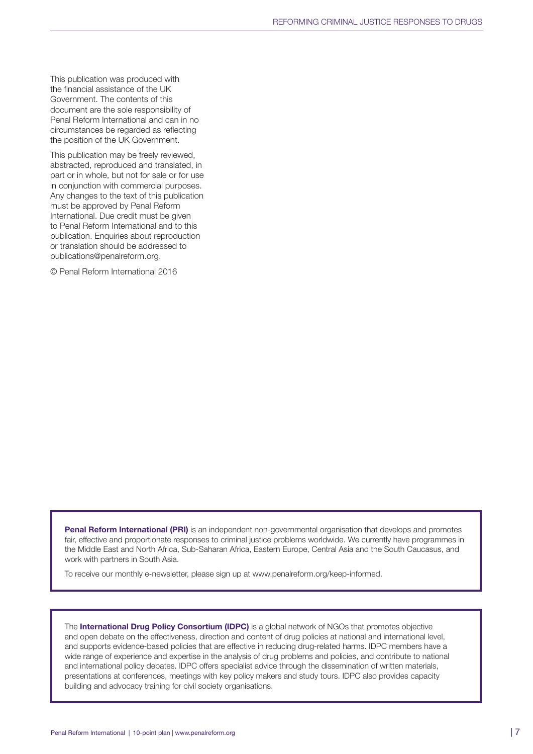This publication was produced with the financial assistance of the UK Government. The contents of this document are the sole responsibility of Penal Reform International and can in no circumstances be regarded as reflecting the position of the UK Government.

This publication may be freely reviewed, abstracted, reproduced and translated, in part or in whole, but not for sale or for use in conjunction with commercial purposes. Any changes to the text of this publication must be approved by Penal Reform International. Due credit must be given to Penal Reform International and to this publication. Enquiries about reproduction or translation should be addressed to publications@penalreform.org.

© Penal Reform International 2016

**Penal Reform International (PRI)** is an independent non-governmental organisation that develops and promotes fair, effective and proportionate responses to criminal justice problems worldwide. We currently have programmes in the Middle East and North Africa, Sub-Saharan Africa, Eastern Europe, Central Asia and the South Caucasus, and work with partners in South Asia.

To receive our monthly e-newsletter, please sign up at www.penalreform.org/keep-informed.

The **International Drug Policy Consortium (IDPC)** is a global network of NGOs that promotes objective and open debate on the effectiveness, direction and content of drug policies at national and international level, and supports evidence-based policies that are effective in reducing drug-related harms. IDPC members have a wide range of experience and expertise in the analysis of drug problems and policies, and contribute to national and international policy debates. IDPC offers specialist advice through the dissemination of written materials, presentations at conferences, meetings with key policy makers and study tours. IDPC also provides capacity building and advocacy training for civil society organisations.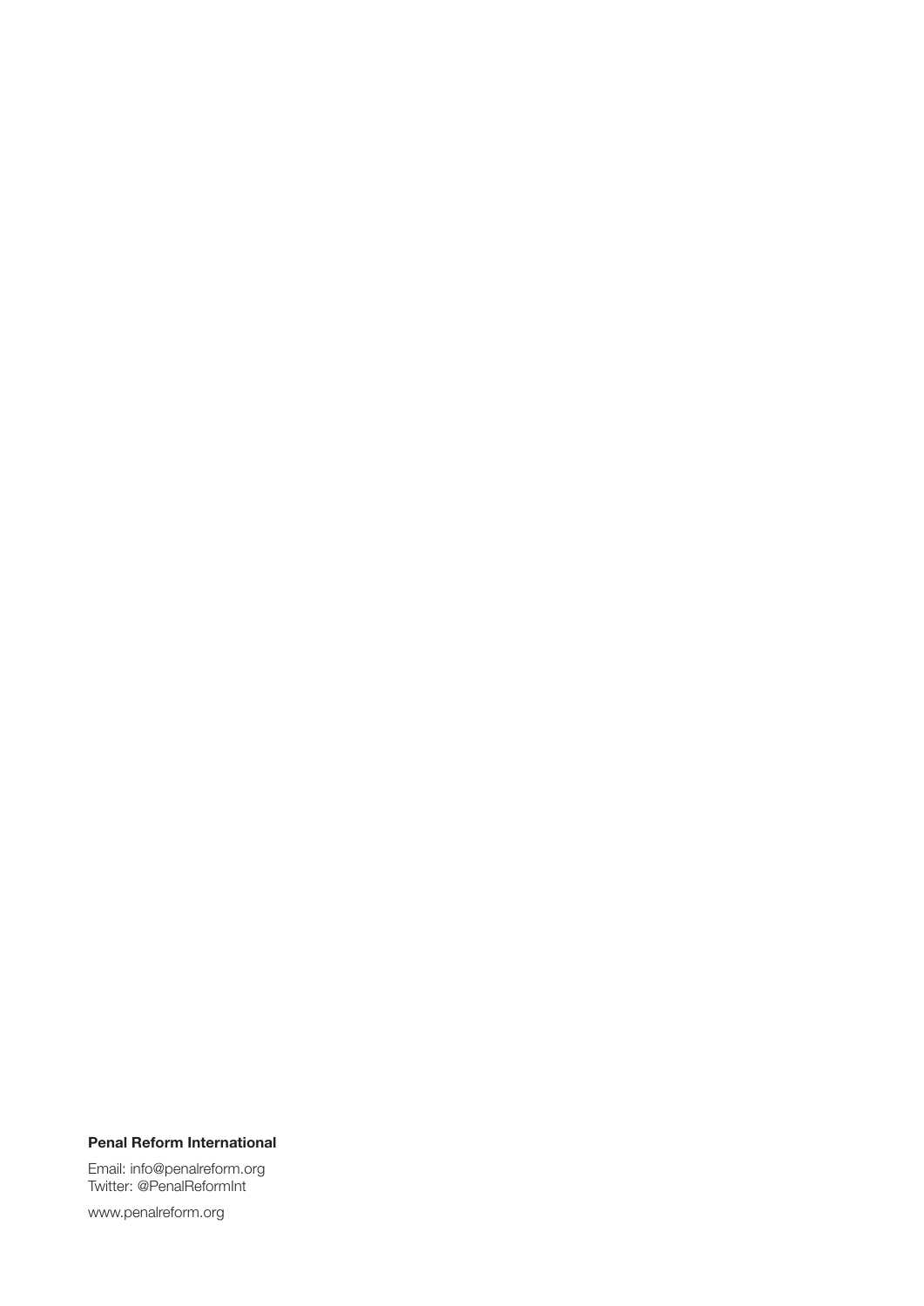**Penal Reform International**

Email: info@penalreform.org
Twitter: @PenalReformInt

www.penalreform.org